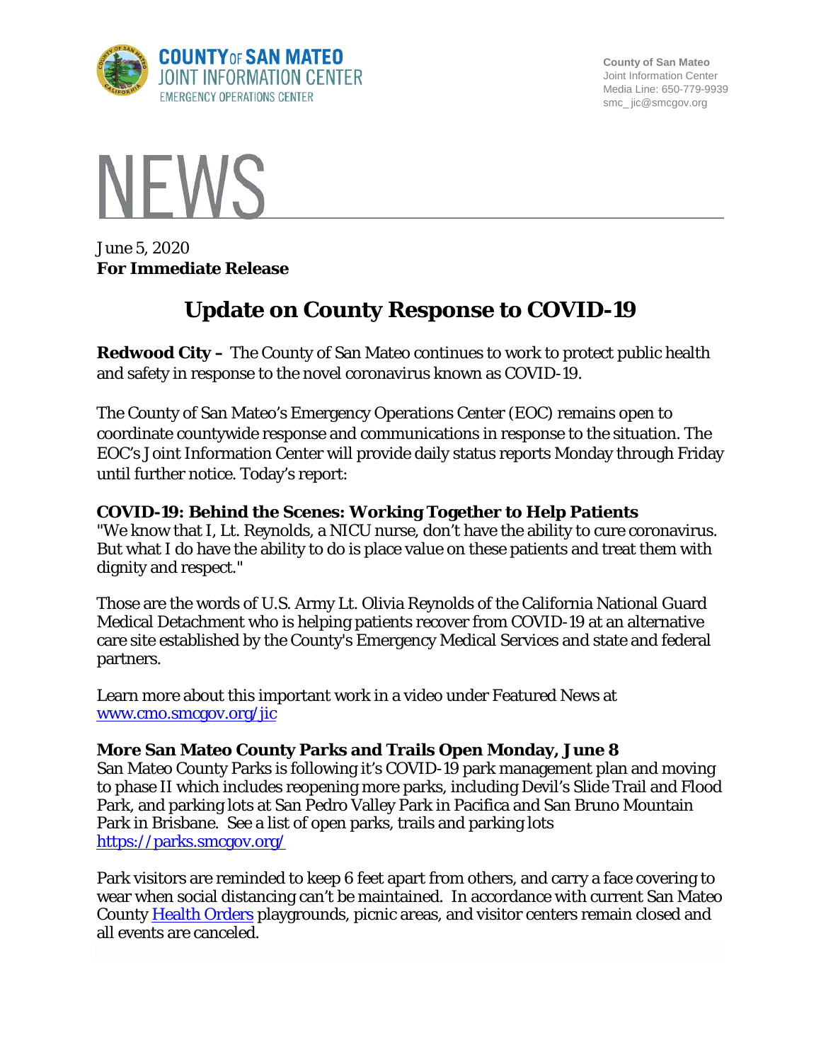COUNTY OF SAN MATEO
JOINT INFORMATION CENTER
EMERGENCY OPERATIONS CENTER

County of San Mateo
Joint Information Center
Media Line: 650-779-9939
smc_ jic@smcgov.org

# NEWS

June 5, 2020
**For Immediate Release**

## Update on County Response to COVID-19

**Redwood City –** The County of San Mateo continues to work to protect public health and safety in response to the novel coronavirus known as COVID-19.

The County of San Mateo's Emergency Operations Center (EOC) remains open to coordinate countywide response and communications in response to the situation. The EOC's Joint Information Center will provide daily status reports Monday through Friday until further notice. Today's report:

### COVID-19: Behind the Scenes: Working Together to Help Patients

"We know that I, Lt. Reynolds, a NICU nurse, don't have the ability to cure coronavirus. But what I do have the ability to do is place value on these patients and treat them with dignity and respect."

Those are the words of U.S. Army Lt. Olivia Reynolds of the California National Guard Medical Detachment who is helping patients recover from COVID-19 at an alternative care site established by the County's Emergency Medical Services and state and federal partners.

Learn more about this important work in a video under Featured News at [www.cmo.smcgov.org/jic](www.cmo.smcgov.org/jic)

### More San Mateo County Parks and Trails Open Monday, June 8

San Mateo County Parks is following it's COVID-19 park management plan and moving to phase II which includes reopening more parks, including Devil's Slide Trail and Flood Park, and parking lots at San Pedro Valley Park in Pacifica and San Bruno Mountain Park in Brisbane. See a list of open parks, trails and parking lots [https://parks.smcgov.org/](https://parks.smcgov.org/)

Park visitors are reminded to keep 6 feet apart from others, and carry a face covering to wear when social distancing can't be maintained. In accordance with current San Mateo County Health Orders playgrounds, picnic areas, and visitor centers remain closed and all events are canceled.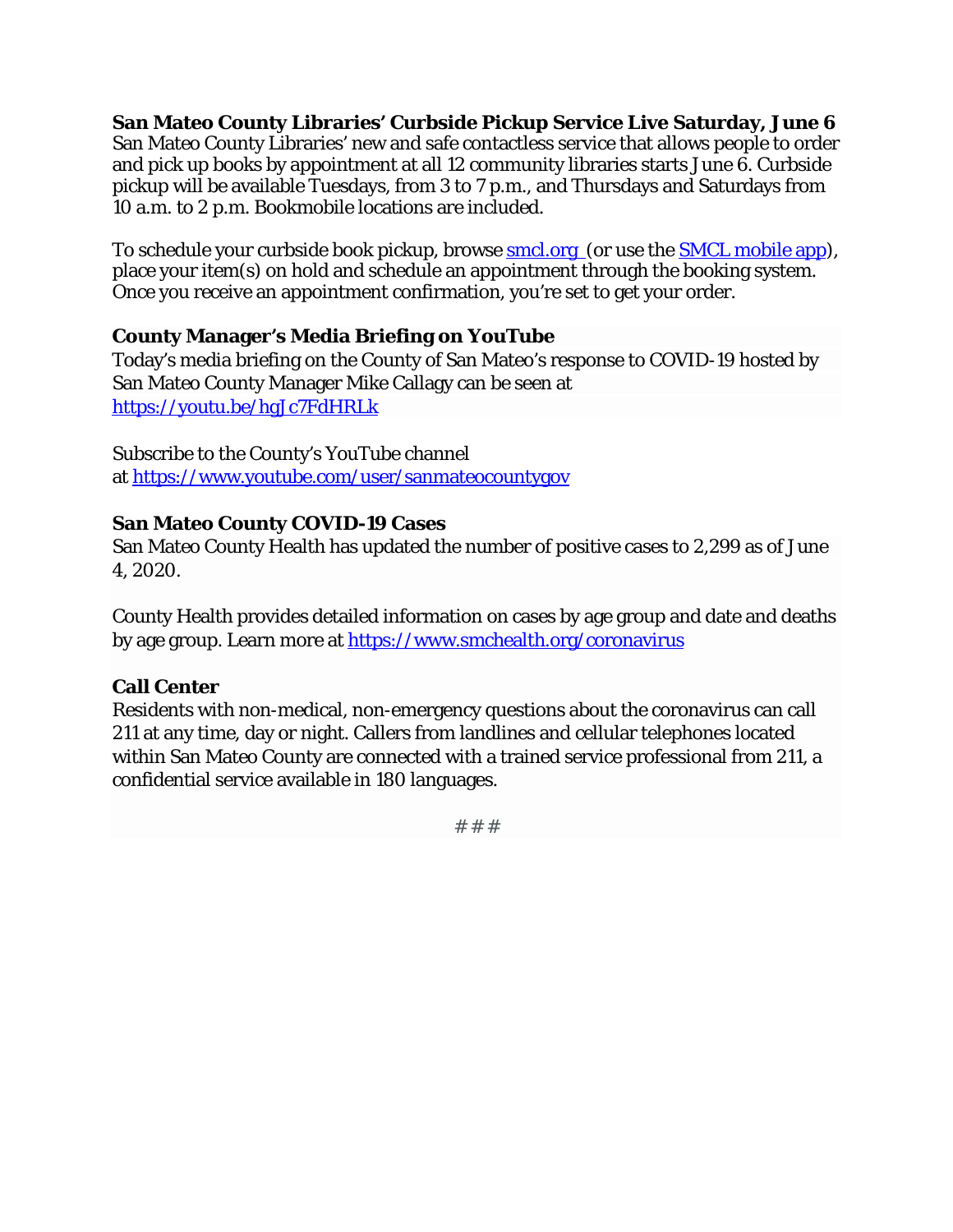**San Mateo County Libraries' Curbside Pickup Service Live Saturday, June 6**
San Mateo County Libraries' new and safe contactless service that allows people to order and pick up books by appointment at all 12 community libraries starts June 6. Curbside pickup will be available Tuesdays, from 3 to 7 p.m., and Thursdays and Saturdays from 10 a.m. to 2 p.m. Bookmobile locations are included.

To schedule your curbside book pickup, browse smcl.org (or use the SMCL mobile app), place your item(s) on hold and schedule an appointment through the booking system. Once you receive an appointment confirmation, you're set to get your order.

**County Manager's Media Briefing on YouTube**
Today's media briefing on the County of San Mateo's response to COVID-19 hosted by San Mateo County Manager Mike Callagy can be seen at https://youtu.be/hgJc7FdHRLk

Subscribe to the County's YouTube channel at https://www.youtube.com/user/sanmateocountygov

**San Mateo County COVID-19 Cases**
San Mateo County Health has updated the number of positive cases to 2,299 as of June 4, 2020.

County Health provides detailed information on cases by age group and date and deaths by age group. Learn more at https://www.smchealth.org/coronavirus

**Call Center**
Residents with non-medical, non-emergency questions about the coronavirus can call 211 at any time, day or night. Callers from landlines and cellular telephones located within San Mateo County are connected with a trained service professional from 211, a confidential service available in 180 languages.

# # #